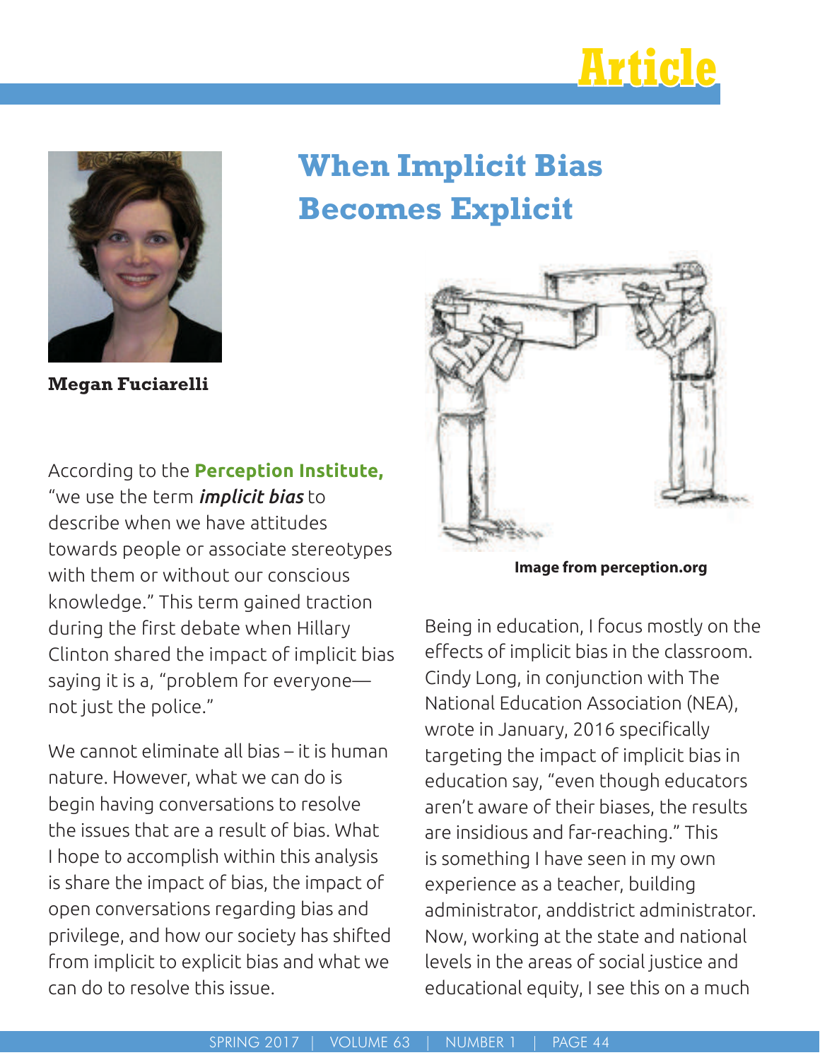Article

# When Implicit Bias Becomes Explicit

**Megan Fuciarelli**

According to the **Perception Institute,** "we use the term ***implicit bias*** to describe when we have attitudes towards people or associate stereotypes with them or without our conscious knowledge." This term gained traction during the first debate when Hillary Clinton shared the impact of implicit bias saying it is a, "problem for everyone—not just the police."

We cannot eliminate all bias – it is human nature. However, what we can do is begin having conversations to resolve the issues that are a result of bias. What I hope to accomplish within this analysis is share the impact of bias, the impact of open conversations regarding bias and privilege, and how our society has shifted from implicit to explicit bias and what we can do to resolve this issue.

**Image from perception.org**

Being in education, I focus mostly on the effects of implicit bias in the classroom. Cindy Long, in conjunction with The National Education Association (NEA), wrote in January, 2016 specifically targeting the impact of implicit bias in education say, "even though educators aren't aware of their biases, the results are insidious and far-reaching." This is something I have seen in my own experience as a teacher, building administrator, anddistrict administrator. Now, working at the state and national levels in the areas of social justice and educational equity, I see this on a much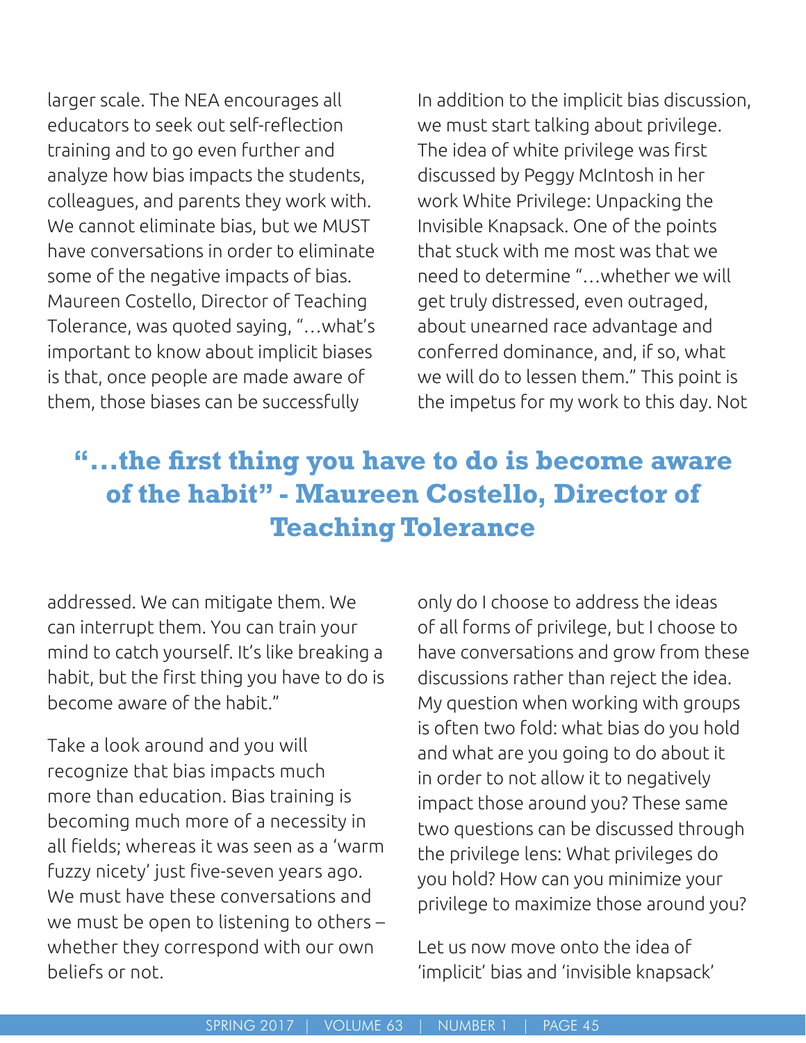larger scale. The NEA encourages all educators to seek out self-reflection training and to go even further and analyze how bias impacts the students, colleagues, and parents they work with. We cannot eliminate bias, but we MUST have conversations in order to eliminate some of the negative impacts of bias. Maureen Costello, Director of Teaching Tolerance, was quoted saying, "…what's important to know about implicit biases is that, once people are made aware of them, those biases can be successfully addressed. We can mitigate them. We can interrupt them. You can train your mind to catch yourself. It's like breaking a habit, but the first thing you have to do is become aware of the habit."

Take a look around and you will recognize that bias impacts much more than education. Bias training is becoming much more of a necessity in all fields; whereas it was seen as a 'warm fuzzy nicety' just five-seven years ago. We must have these conversations and we must be open to listening to others – whether they correspond with our own beliefs or not.

**"…the first thing you have to do is become aware of the habit" - Maureen Costello, Director of Teaching Tolerance**

In addition to the implicit bias discussion, we must start talking about privilege. The idea of white privilege was first discussed by Peggy McIntosh in her work White Privilege: Unpacking the Invisible Knapsack. One of the points that stuck with me most was that we need to determine "…whether we will get truly distressed, even outraged, about unearned race advantage and conferred dominance, and, if so, what we will do to lessen them." This point is the impetus for my work to this day. Not only do I choose to address the ideas of all forms of privilege, but I choose to have conversations and grow from these discussions rather than reject the idea. My question when working with groups is often two fold: what bias do you hold and what are you going to do about it in order to not allow it to negatively impact those around you? These same two questions can be discussed through the privilege lens: What privileges do you hold? How can you minimize your privilege to maximize those around you?

Let us now move onto the idea of 'implicit' bias and 'invisible knapsack'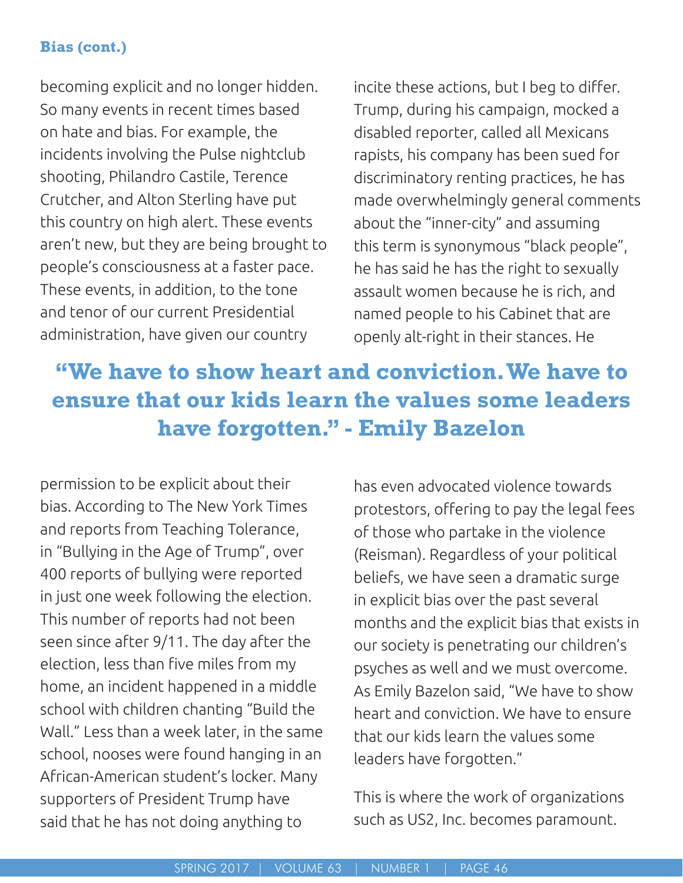**Bias (cont.)**

becoming explicit and no longer hidden. So many events in recent times based on hate and bias. For example, the incidents involving the Pulse nightclub shooting, Philandro Castile, Terence Crutcher, and Alton Sterling have put this country on high alert. These events aren't new, but they are being brought to people's consciousness at a faster pace. These events, in addition, to the tone and tenor of our current Presidential administration, have given our country permission to be explicit about their bias. According to The New York Times and reports from Teaching Tolerance, in "Bullying in the Age of Trump", over 400 reports of bullying were reported in just one week following the election. This number of reports had not been seen since after 9/11. The day after the election, less than five miles from my home, an incident happened in a middle school with children chanting "Build the Wall." Less than a week later, in the same school, nooses were found hanging in an African-American student's locker. Many supporters of President Trump have said that he has not doing anything to incite these actions, but I beg to differ. Trump, during his campaign, mocked a disabled reporter, called all Mexicans rapists, his company has been sued for discriminatory renting practices, he has made overwhelmingly general comments about the "inner-city" and assuming this term is synonymous "black people", he has said he has the right to sexually assault women because he is rich, and named people to his Cabinet that are openly alt-right in their stances. He has even advocated violence towards protestors, offering to pay the legal fees of those who partake in the violence (Reisman). Regardless of your political beliefs, we have seen a dramatic surge in explicit bias over the past several months and the explicit bias that exists in our society is penetrating our children's psyches as well and we must overcome. As Emily Bazelon said, "We have to show heart and conviction. We have to ensure that our kids learn the values some leaders have forgotten."

> **"We have to show heart and conviction. We have to ensure that our kids learn the values some leaders have forgotten." - Emily Bazelon**

This is where the work of organizations such as US2, Inc. becomes paramount.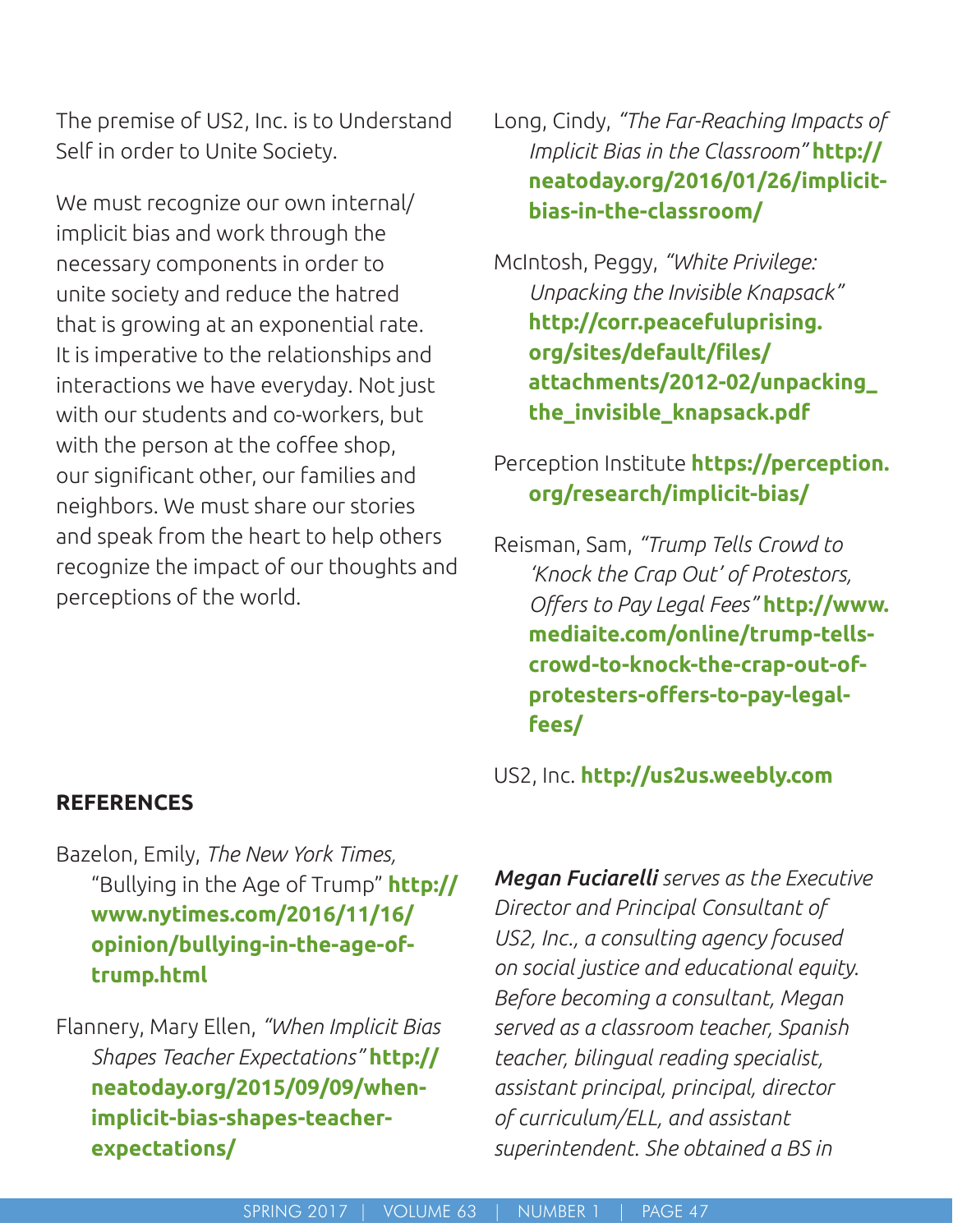The premise of US2, Inc. is to Understand Self in order to Unite Society.

We must recognize our own internal/implicit bias and work through the necessary components in order to unite society and reduce the hatred that is growing at an exponential rate. It is imperative to the relationships and interactions we have everyday. Not just with our students and co-workers, but with the person at the coffee shop, our significant other, our families and neighbors. We must share our stories and speak from the heart to help others recognize the impact of our thoughts and perceptions of the world.

## REFERENCES

Bazelon, Emily, *The New York Times,* "Bullying in the Age of Trump" **http://www.nytimes.com/2016/11/16/opinion/bullying-in-the-age-of-trump.html**

Flannery, Mary Ellen, *"When Implicit Bias Shapes Teacher Expectations"* **http://neatoday.org/2015/09/09/when-implicit-bias-shapes-teacher-expectations/**

Long, Cindy, *"The Far-Reaching Impacts of Implicit Bias in the Classroom"* **http://neatoday.org/2016/01/26/implicit-bias-in-the-classroom/**

McIntosh, Peggy, *"White Privilege: Unpacking the Invisible Knapsack"* **http://corr.peacefuluprising.org/sites/default/files/attachments/2012-02/unpacking_the_invisible_knapsack.pdf**

Perception Institute **https://perception.org/research/implicit-bias/**

Reisman, Sam, *"Trump Tells Crowd to 'Knock the Crap Out' of Protestors, Offers to Pay Legal Fees"* **http://www.mediaite.com/online/trump-tells-crowd-to-knock-the-crap-out-of-protesters-offers-to-pay-legal-fees/**

US2, Inc. **http://us2us.weebly.com**

***Megan Fuciarelli*** *serves as the Executive Director and Principal Consultant of US2, Inc., a consulting agency focused on social justice and educational equity. Before becoming a consultant, Megan served as a classroom teacher, Spanish teacher, bilingual reading specialist, assistant principal, principal, director of curriculum/ELL, and assistant superintendent. She obtained a BS in*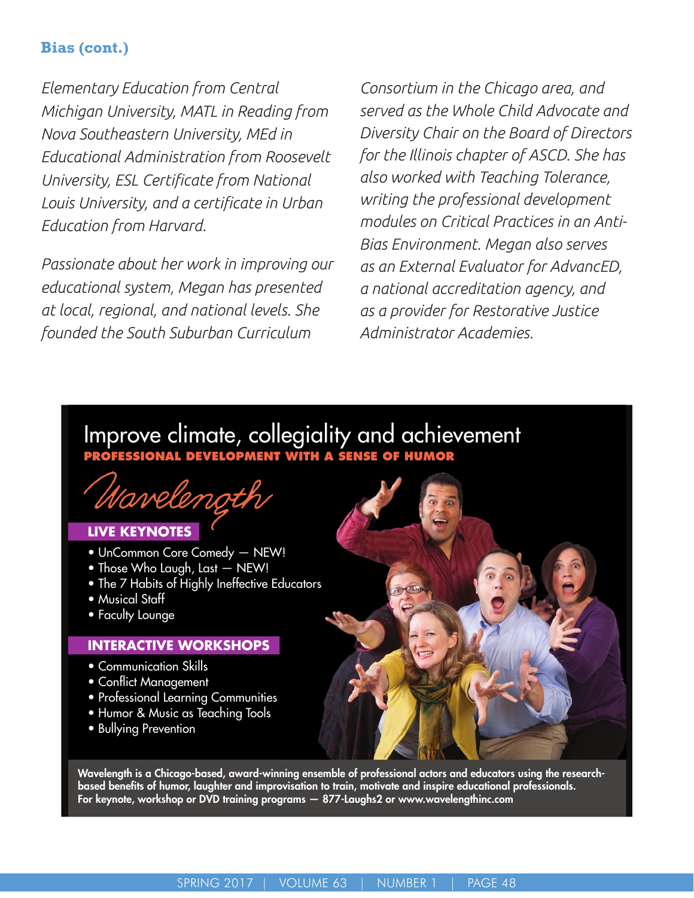## Bias (cont.)

*Elementary Education from Central Michigan University, MATL in Reading from Nova Southeastern University, MEd in Educational Administration from Roosevelt University, ESL Certificate from National Louis University, and a certificate in Urban Education from Harvard.*

*Passionate about her work in improving our educational system, Megan has presented at local, regional, and national levels. She founded the South Suburban Curriculum Consortium in the Chicago area, and served as the Whole Child Advocate and Diversity Chair on the Board of Directors for the Illinois chapter of ASCD. She has also worked with Teaching Tolerance, writing the professional development modules on Critical Practices in an Anti-Bias Environment. Megan also serves as an External Evaluator for AdvancED, a national accreditation agency, and as a provider for Restorative Justice Administrator Academies.*

Improve climate, collegiality and achievement

**PROFESSIONAL DEVELOPMENT WITH A SENSE OF HUMOR**

Wavelength

**LIVE KEYNOTES**

- UnCommon Core Comedy — NEW!
- Those Who Laugh, Last — NEW!
- The 7 Habits of Highly Ineffective Educators
- Musical Staff
- Faculty Lounge

**INTERACTIVE WORKSHOPS**

- Communication Skills
- Conflict Management
- Professional Learning Communities
- Humor & Music as Teaching Tools
- Bullying Prevention

**Wavelength is a Chicago-based, award-winning ensemble of professional actors and educators using the research-based benefits of humor, laughter and improvisation to train, motivate and inspire educational professionals. For keynote, workshop or DVD training programs — 877-Laughs2 or www.wavelengthinc.com**